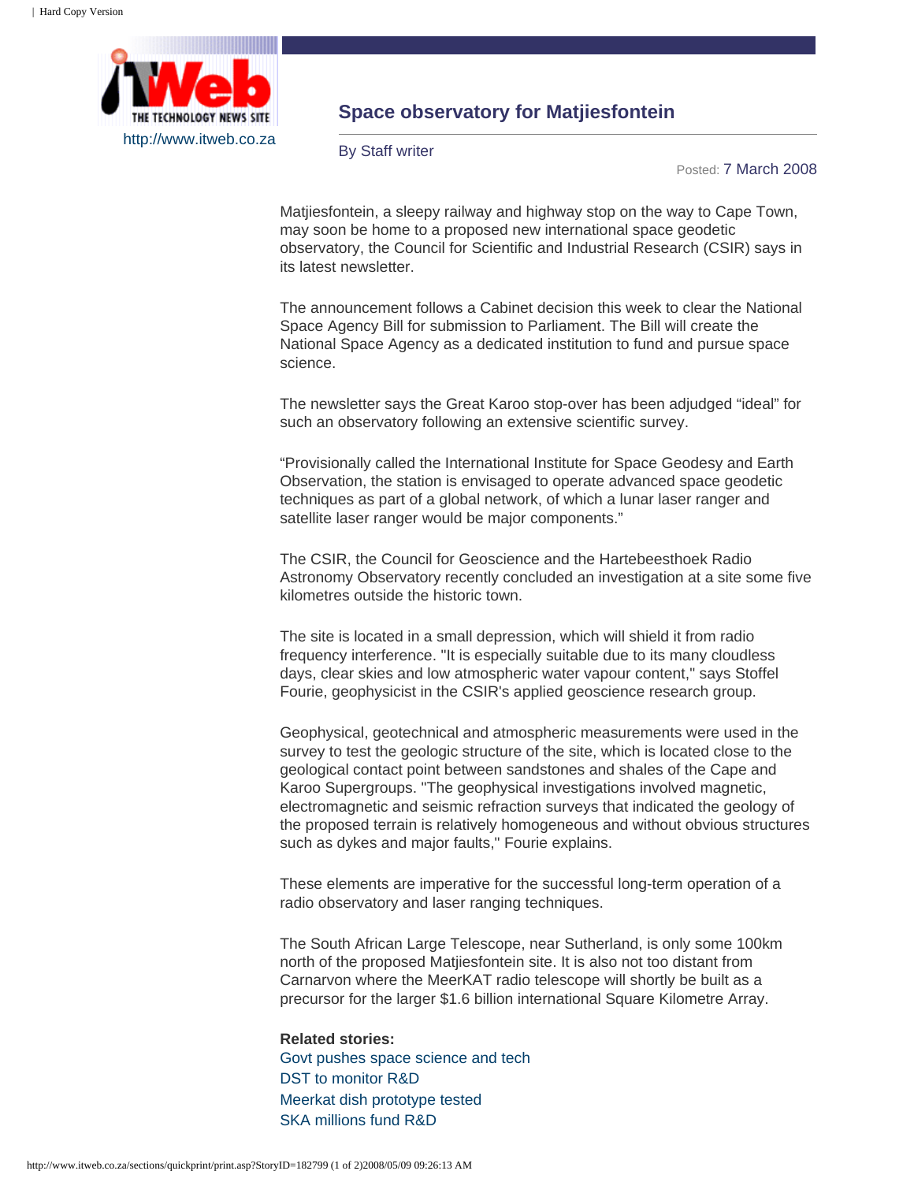http://www.itweb.co.za

# Space observatory for Matjiesfontein

By Staff writer

Posted: 7 March 2008

Matjiesfontein, a sleepy railway and highway stop on the way to Cape Town, may soon be home to a proposed new international space geodetic observatory, the Council for Scientific and Industrial Research (CSIR) says in its latest newsletter.

The announcement follows a Cabinet decision this week to clear the National Space Agency Bill for submission to Parliament. The Bill will create the National Space Agency as a dedicated institution to fund and pursue space science.

The newsletter says the Great Karoo stop-over has been adjudged "ideal" for such an observatory following an extensive scientific survey.

"Provisionally called the International Institute for Space Geodesy and Earth Observation, the station is envisaged to operate advanced space geodetic techniques as part of a global network, of which a lunar laser ranger and satellite laser ranger would be major components."

The CSIR, the Council for Geoscience and the Hartebeesthoek Radio Astronomy Observatory recently concluded an investigation at a site some five kilometres outside the historic town.

The site is located in a small depression, which will shield it from radio frequency interference. "It is especially suitable due to its many cloudless days, clear skies and low atmospheric water vapour content," says Stoffel Fourie, geophysicist in the CSIR's applied geoscience research group.

Geophysical, geotechnical and atmospheric measurements were used in the survey to test the geologic structure of the site, which is located close to the geological contact point between sandstones and shales of the Cape and Karoo Supergroups. "The geophysical investigations involved magnetic, electromagnetic and seismic refraction surveys that indicated the geology of the proposed terrain is relatively homogeneous and without obvious structures such as dykes and major faults," Fourie explains.

These elements are imperative for the successful long-term operation of a radio observatory and laser ranging techniques.

The South African Large Telescope, near Sutherland, is only some 100km north of the proposed Matjiesfontein site. It is also not too distant from Carnarvon where the MeerKAT radio telescope will shortly be built as a precursor for the larger $1.6 billion international Square Kilometre Array.

**Related stories:**

Govt pushes space science and tech
DST to monitor R&D
Meerkat dish prototype tested
SKA millions fund R&D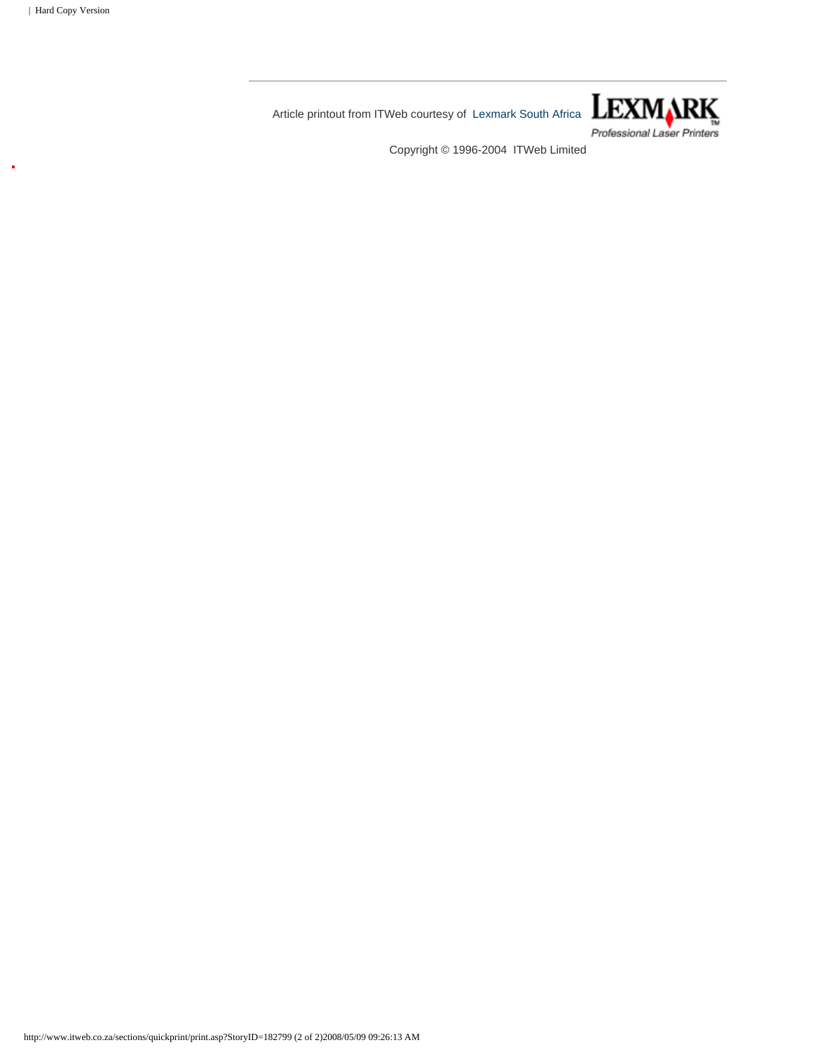Article printout from ITWeb courtesy of Lexmark South Africa

LEXMARK
Professional Laser Printers

Copyright © 1996-2004 ITWeb Limited